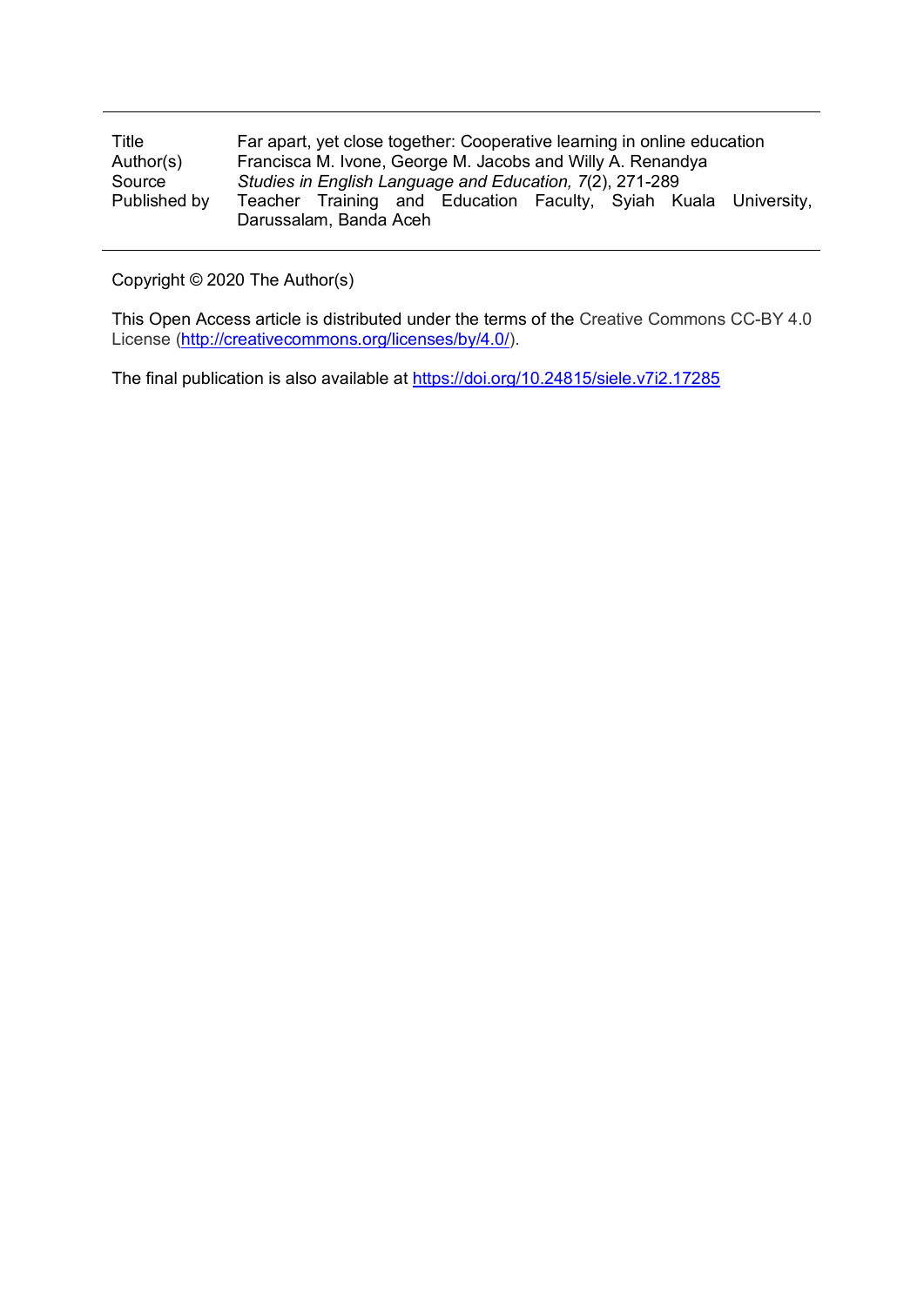| | |
|---|---|
| Title | Far apart, yet close together: Cooperative learning in online education |
| Author(s) | Francisca M. Ivone, George M. Jacobs and Willy A. Renandya |
| Source | *Studies in English Language and Education, 7*(2), 271-289 |
| Published by | Teacher Training and Education Faculty, Syiah Kuala University, Darussalam, Banda Aceh |

Copyright © 2020 The Author(s)

This Open Access article is distributed under the terms of the Creative Commons CC-BY 4.0 License (http://creativecommons.org/licenses/by/4.0/).

The final publication is also available at https://doi.org/10.24815/siele.v7i2.17285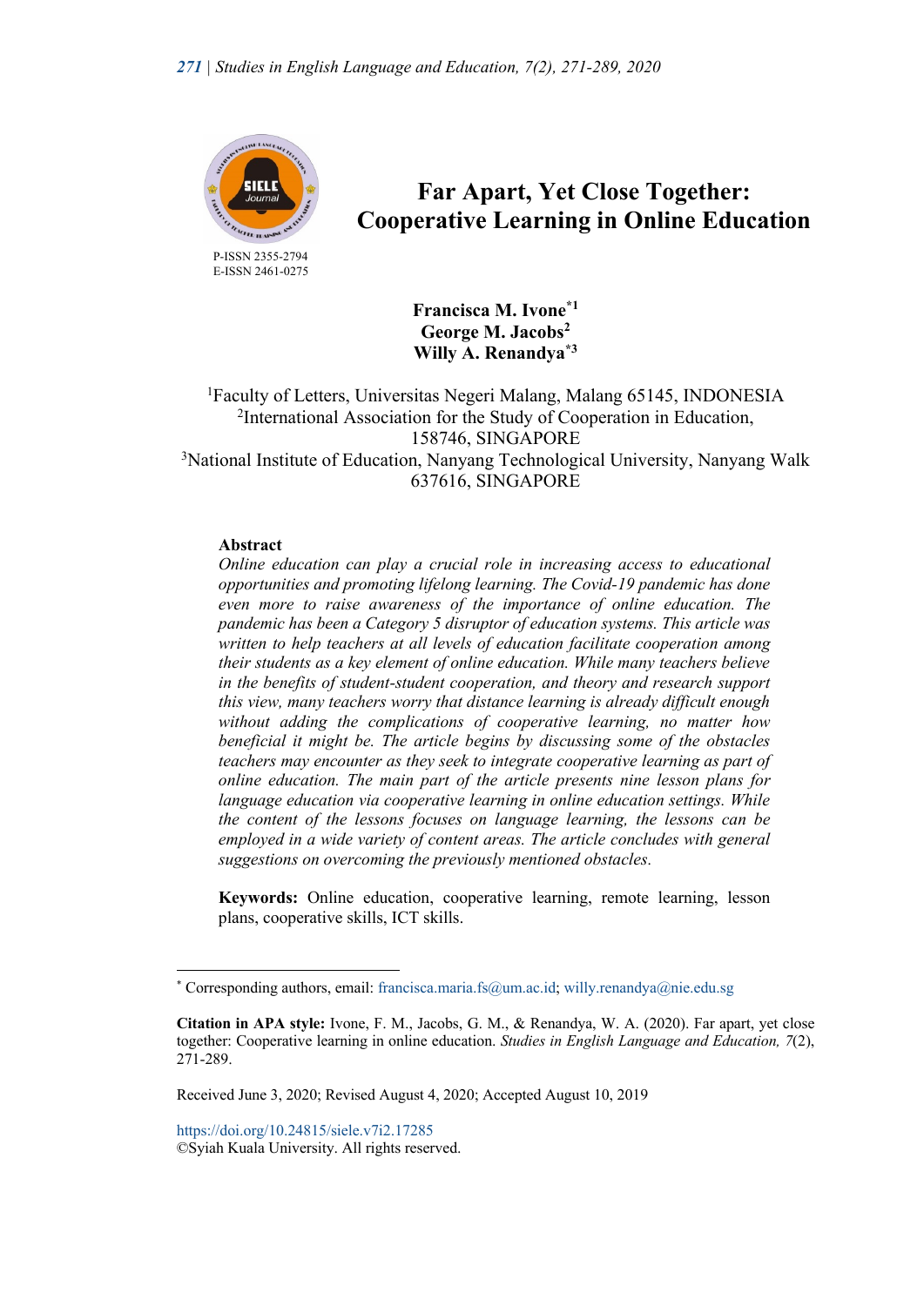# Far Apart, Yet Close Together: Cooperative Learning in Online Education

P-ISSN 2355-2794
E-ISSN 2461-0275

**Francisca M. Ivone*[1]**
**George M. Jacobs[2]**
**Willy A. Renandya*[3]**

[1]Faculty of Letters, Universitas Negeri Malang, Malang 65145, INDONESIA
[2]International Association for the Study of Cooperation in Education, 158746, SINGAPORE
[3]National Institute of Education, Nanyang Technological University, Nanyang Walk 637616, SINGAPORE

## Abstract

*Online education can play a crucial role in increasing access to educational opportunities and promoting lifelong learning. The Covid-19 pandemic has done even more to raise awareness of the importance of online education. The pandemic has been a Category 5 disruptor of education systems. This article was written to help teachers at all levels of education facilitate cooperation among their students as a key element of online education. While many teachers believe in the benefits of student-student cooperation, and theory and research support this view, many teachers worry that distance learning is already difficult enough without adding the complications of cooperative learning, no matter how beneficial it might be. The article begins by discussing some of the obstacles teachers may encounter as they seek to integrate cooperative learning as part of online education. The main part of the article presents nine lesson plans for language education via cooperative learning in online education settings. While the content of the lessons focuses on language learning, the lessons can be employed in a wide variety of content areas. The article concludes with general suggestions on overcoming the previously mentioned obstacles.*

**Keywords:** Online education, cooperative learning, remote learning, lesson plans, cooperative skills, ICT skills.

---

\* Corresponding authors, email: francisca.maria.fs@um.ac.id; willy.renandya@nie.edu.sg

**Citation in APA style:** Ivone, F. M., Jacobs, G. M., & Renandya, W. A. (2020). Far apart, yet close together: Cooperative learning in online education. *Studies in English Language and Education, 7*(2), 271-289.

Received June 3, 2020; Revised August 4, 2020; Accepted August 10, 2019

https://doi.org/10.24815/siele.v7i2.17285
©Syiah Kuala University. All rights reserved.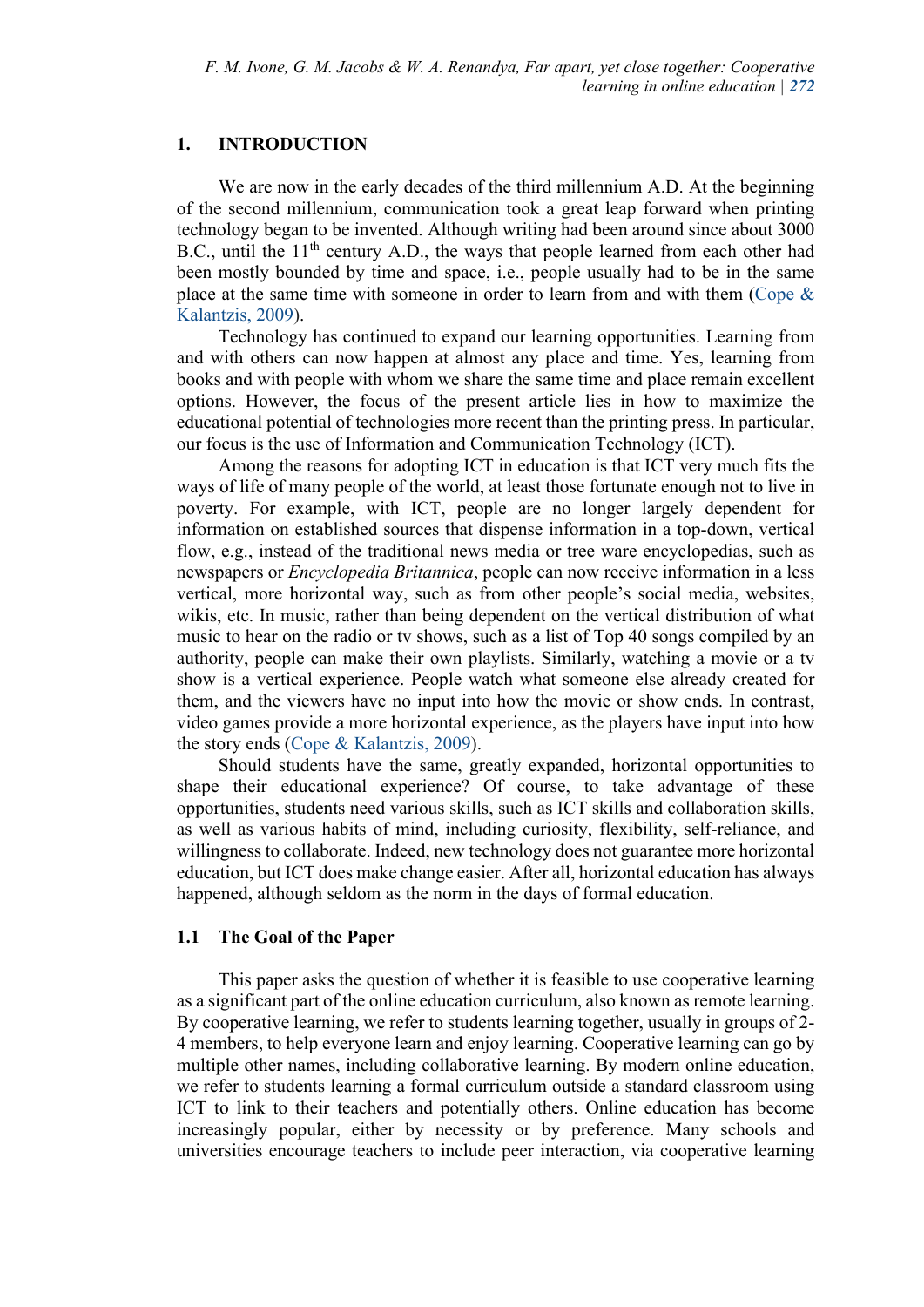## 1. INTRODUCTION

We are now in the early decades of the third millennium A.D. At the beginning of the second millennium, communication took a great leap forward when printing technology began to be invented. Although writing had been around since about 3000 B.C., until the 11th century A.D., the ways that people learned from each other had been mostly bounded by time and space, i.e., people usually had to be in the same place at the same time with someone in order to learn from and with them (Cope & Kalantzis, 2009).

Technology has continued to expand our learning opportunities. Learning from and with others can now happen at almost any place and time. Yes, learning from books and with people with whom we share the same time and place remain excellent options. However, the focus of the present article lies in how to maximize the educational potential of technologies more recent than the printing press. In particular, our focus is the use of Information and Communication Technology (ICT).

Among the reasons for adopting ICT in education is that ICT very much fits the ways of life of many people of the world, at least those fortunate enough not to live in poverty. For example, with ICT, people are no longer largely dependent for information on established sources that dispense information in a top-down, vertical flow, e.g., instead of the traditional news media or tree ware encyclopedias, such as newspapers or *Encyclopedia Britannica*, people can now receive information in a less vertical, more horizontal way, such as from other people's social media, websites, wikis, etc. In music, rather than being dependent on the vertical distribution of what music to hear on the radio or tv shows, such as a list of Top 40 songs compiled by an authority, people can make their own playlists. Similarly, watching a movie or a tv show is a vertical experience. People watch what someone else already created for them, and the viewers have no input into how the movie or show ends. In contrast, video games provide a more horizontal experience, as the players have input into how the story ends (Cope & Kalantzis, 2009).

Should students have the same, greatly expanded, horizontal opportunities to shape their educational experience? Of course, to take advantage of these opportunities, students need various skills, such as ICT skills and collaboration skills, as well as various habits of mind, including curiosity, flexibility, self-reliance, and willingness to collaborate. Indeed, new technology does not guarantee more horizontal education, but ICT does make change easier. After all, horizontal education has always happened, although seldom as the norm in the days of formal education.

### 1.1 The Goal of the Paper

This paper asks the question of whether it is feasible to use cooperative learning as a significant part of the online education curriculum, also known as remote learning. By cooperative learning, we refer to students learning together, usually in groups of 2-4 members, to help everyone learn and enjoy learning. Cooperative learning can go by multiple other names, including collaborative learning. By modern online education, we refer to students learning a formal curriculum outside a standard classroom using ICT to link to their teachers and potentially others. Online education has become increasingly popular, either by necessity or by preference. Many schools and universities encourage teachers to include peer interaction, via cooperative learning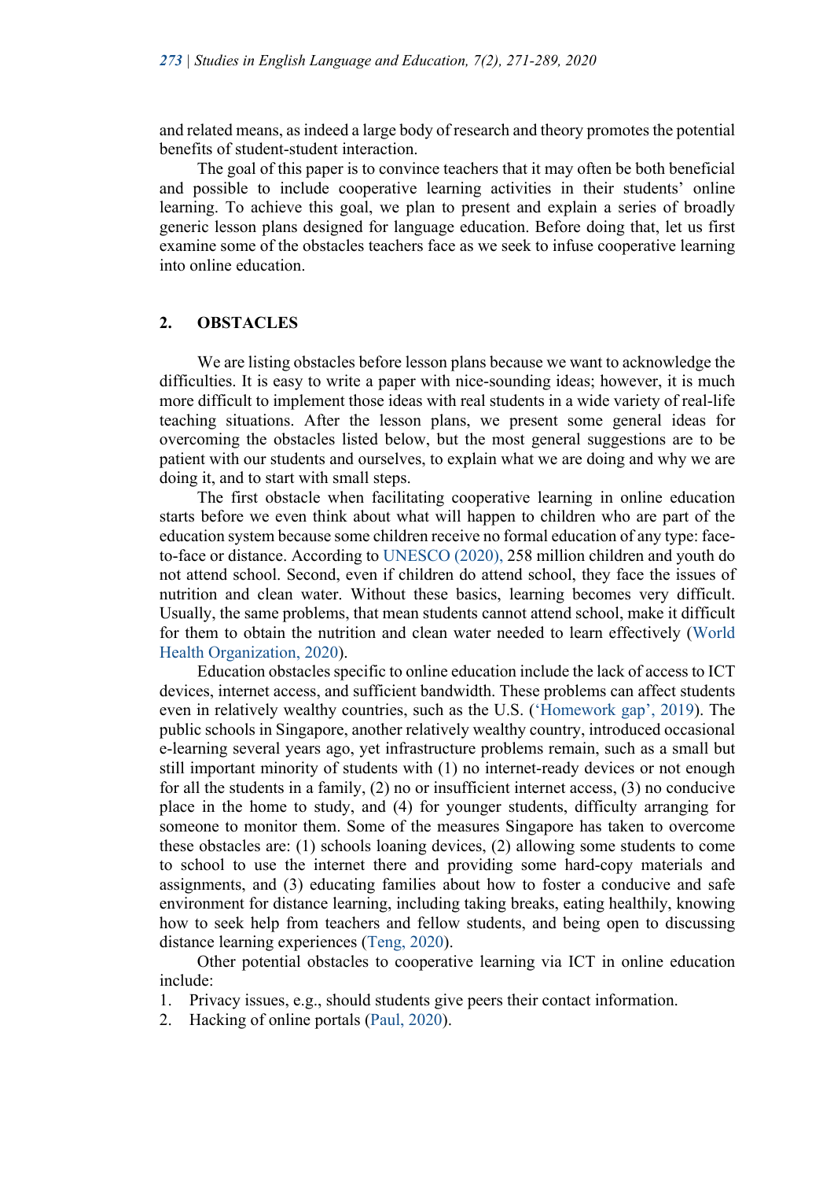and related means, as indeed a large body of research and theory promotes the potential benefits of student-student interaction.

The goal of this paper is to convince teachers that it may often be both beneficial and possible to include cooperative learning activities in their students' online learning. To achieve this goal, we plan to present and explain a series of broadly generic lesson plans designed for language education. Before doing that, let us first examine some of the obstacles teachers face as we seek to infuse cooperative learning into online education.

## 2. OBSTACLES

We are listing obstacles before lesson plans because we want to acknowledge the difficulties. It is easy to write a paper with nice-sounding ideas; however, it is much more difficult to implement those ideas with real students in a wide variety of real-life teaching situations. After the lesson plans, we present some general ideas for overcoming the obstacles listed below, but the most general suggestions are to be patient with our students and ourselves, to explain what we are doing and why we are doing it, and to start with small steps.

The first obstacle when facilitating cooperative learning in online education starts before we even think about what will happen to children who are part of the education system because some children receive no formal education of any type: face-to-face or distance. According to UNESCO (2020), 258 million children and youth do not attend school. Second, even if children do attend school, they face the issues of nutrition and clean water. Without these basics, learning becomes very difficult. Usually, the same problems, that mean students cannot attend school, make it difficult for them to obtain the nutrition and clean water needed to learn effectively (World Health Organization, 2020).

Education obstacles specific to online education include the lack of access to ICT devices, internet access, and sufficient bandwidth. These problems can affect students even in relatively wealthy countries, such as the U.S. ('Homework gap', 2019). The public schools in Singapore, another relatively wealthy country, introduced occasional e-learning several years ago, yet infrastructure problems remain, such as a small but still important minority of students with (1) no internet-ready devices or not enough for all the students in a family, (2) no or insufficient internet access, (3) no conducive place in the home to study, and (4) for younger students, difficulty arranging for someone to monitor them. Some of the measures Singapore has taken to overcome these obstacles are: (1) schools loaning devices, (2) allowing some students to come to school to use the internet there and providing some hard-copy materials and assignments, and (3) educating families about how to foster a conducive and safe environment for distance learning, including taking breaks, eating healthily, knowing how to seek help from teachers and fellow students, and being open to discussing distance learning experiences (Teng, 2020).

Other potential obstacles to cooperative learning via ICT in online education include:

1. Privacy issues, e.g., should students give peers their contact information.
2. Hacking of online portals (Paul, 2020).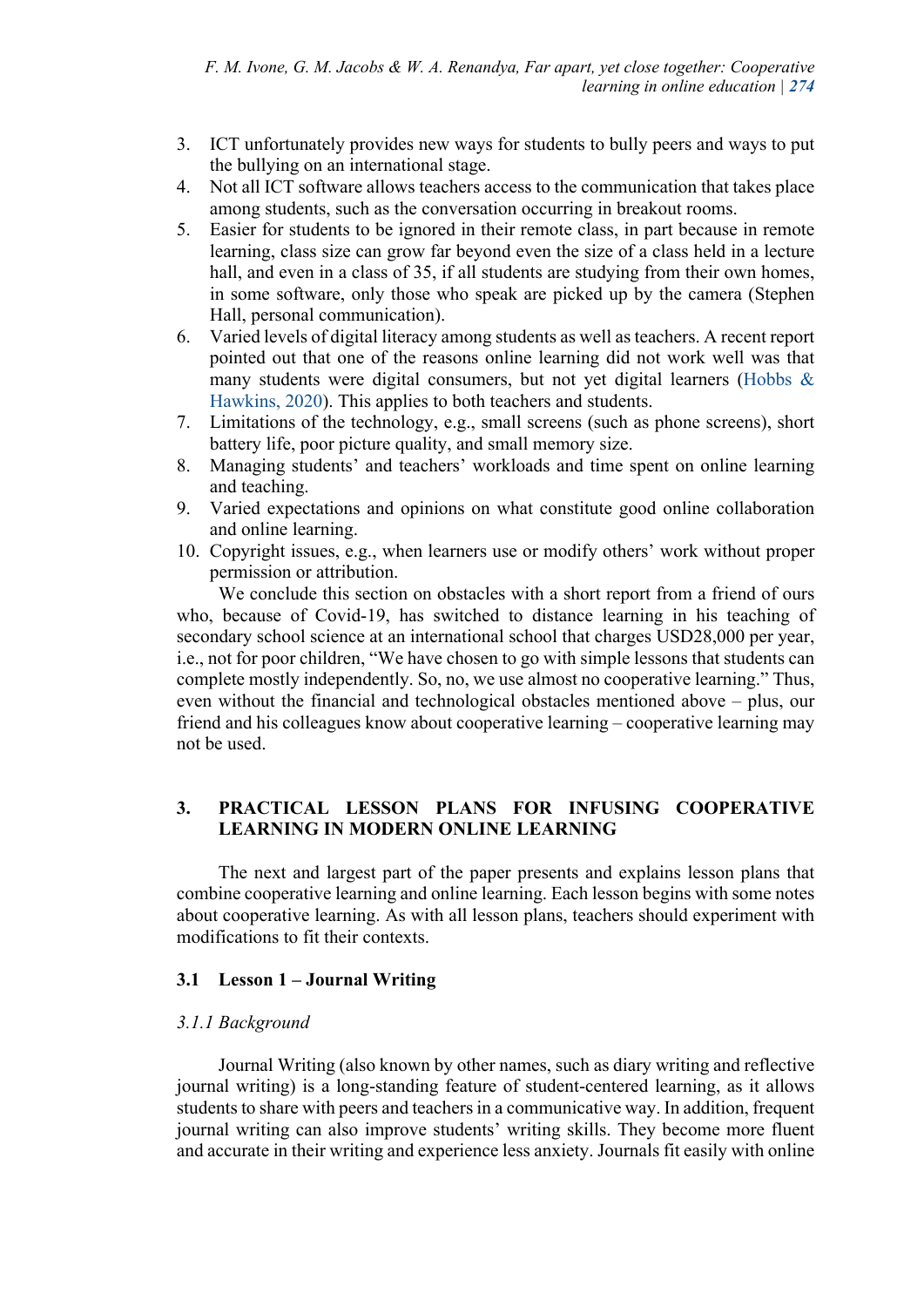3. ICT unfortunately provides new ways for students to bully peers and ways to put the bullying on an international stage.
4. Not all ICT software allows teachers access to the communication that takes place among students, such as the conversation occurring in breakout rooms.
5. Easier for students to be ignored in their remote class, in part because in remote learning, class size can grow far beyond even the size of a class held in a lecture hall, and even in a class of 35, if all students are studying from their own homes, in some software, only those who speak are picked up by the camera (Stephen Hall, personal communication).
6. Varied levels of digital literacy among students as well as teachers. A recent report pointed out that one of the reasons online learning did not work well was that many students were digital consumers, but not yet digital learners (Hobbs & Hawkins, 2020). This applies to both teachers and students.
7. Limitations of the technology, e.g., small screens (such as phone screens), short battery life, poor picture quality, and small memory size.
8. Managing students' and teachers' workloads and time spent on online learning and teaching.
9. Varied expectations and opinions on what constitute good online collaboration and online learning.
10. Copyright issues, e.g., when learners use or modify others' work without proper permission or attribution.

We conclude this section on obstacles with a short report from a friend of ours who, because of Covid-19, has switched to distance learning in his teaching of secondary school science at an international school that charges USD28,000 per year, i.e., not for poor children, "We have chosen to go with simple lessons that students can complete mostly independently. So, no, we use almost no cooperative learning." Thus, even without the financial and technological obstacles mentioned above – plus, our friend and his colleagues know about cooperative learning – cooperative learning may not be used.

## 3. PRACTICAL LESSON PLANS FOR INFUSING COOPERATIVE LEARNING IN MODERN ONLINE LEARNING

The next and largest part of the paper presents and explains lesson plans that combine cooperative learning and online learning. Each lesson begins with some notes about cooperative learning. As with all lesson plans, teachers should experiment with modifications to fit their contexts.

### 3.1 Lesson 1 – Journal Writing

#### *3.1.1 Background*

Journal Writing (also known by other names, such as diary writing and reflective journal writing) is a long-standing feature of student-centered learning, as it allows students to share with peers and teachers in a communicative way. In addition, frequent journal writing can also improve students' writing skills. They become more fluent and accurate in their writing and experience less anxiety. Journals fit easily with online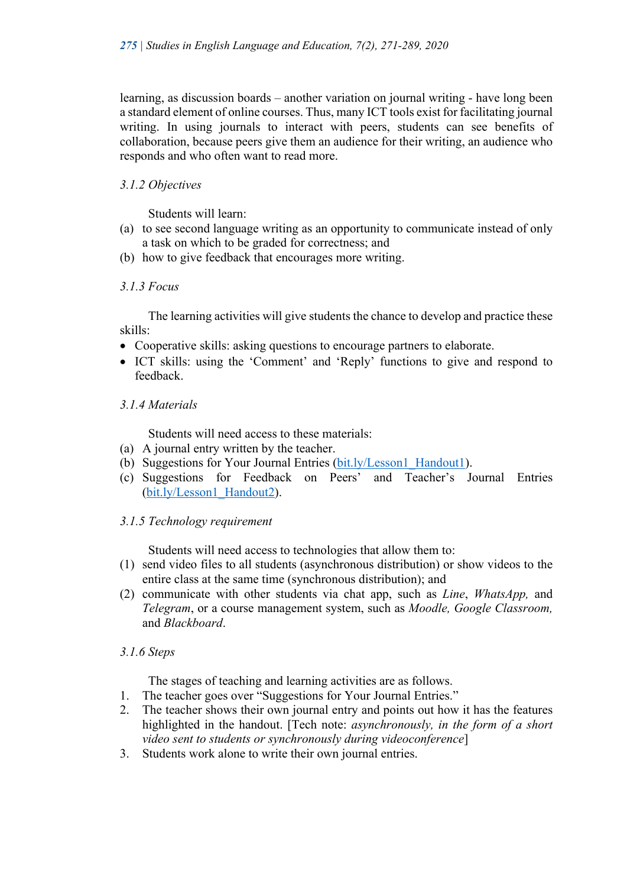learning, as discussion boards – another variation on journal writing - have long been a standard element of online courses. Thus, many ICT tools exist for facilitating journal writing. In using journals to interact with peers, students can see benefits of collaboration, because peers give them an audience for their writing, an audience who responds and who often want to read more.

#### *3.1.2 Objectives*

Students will learn:

(a) to see second language writing as an opportunity to communicate instead of only a task on which to be graded for correctness; and
(b) how to give feedback that encourages more writing.

#### *3.1.3 Focus*

The learning activities will give students the chance to develop and practice these skills:

- Cooperative skills: asking questions to encourage partners to elaborate.
- ICT skills: using the 'Comment' and 'Reply' functions to give and respond to feedback.

#### *3.1.4 Materials*

Students will need access to these materials:

(a) A journal entry written by the teacher.
(b) Suggestions for Your Journal Entries (bit.ly/Lesson1_Handout1).
(c) Suggestions for Feedback on Peers' and Teacher's Journal Entries (bit.ly/Lesson1_Handout2).

#### *3.1.5 Technology requirement*

Students will need access to technologies that allow them to:

(1) send video files to all students (asynchronous distribution) or show videos to the entire class at the same time (synchronous distribution); and
(2) communicate with other students via chat app, such as *Line*, *WhatsApp,* and *Telegram*, or a course management system, such as *Moodle, Google Classroom,* and *Blackboard*.

#### *3.1.6 Steps*

The stages of teaching and learning activities are as follows.

1. The teacher goes over "Suggestions for Your Journal Entries."
2. The teacher shows their own journal entry and points out how it has the features highlighted in the handout. [Tech note: *asynchronously, in the form of a short video sent to students or synchronously during videoconference*]
3. Students work alone to write their own journal entries.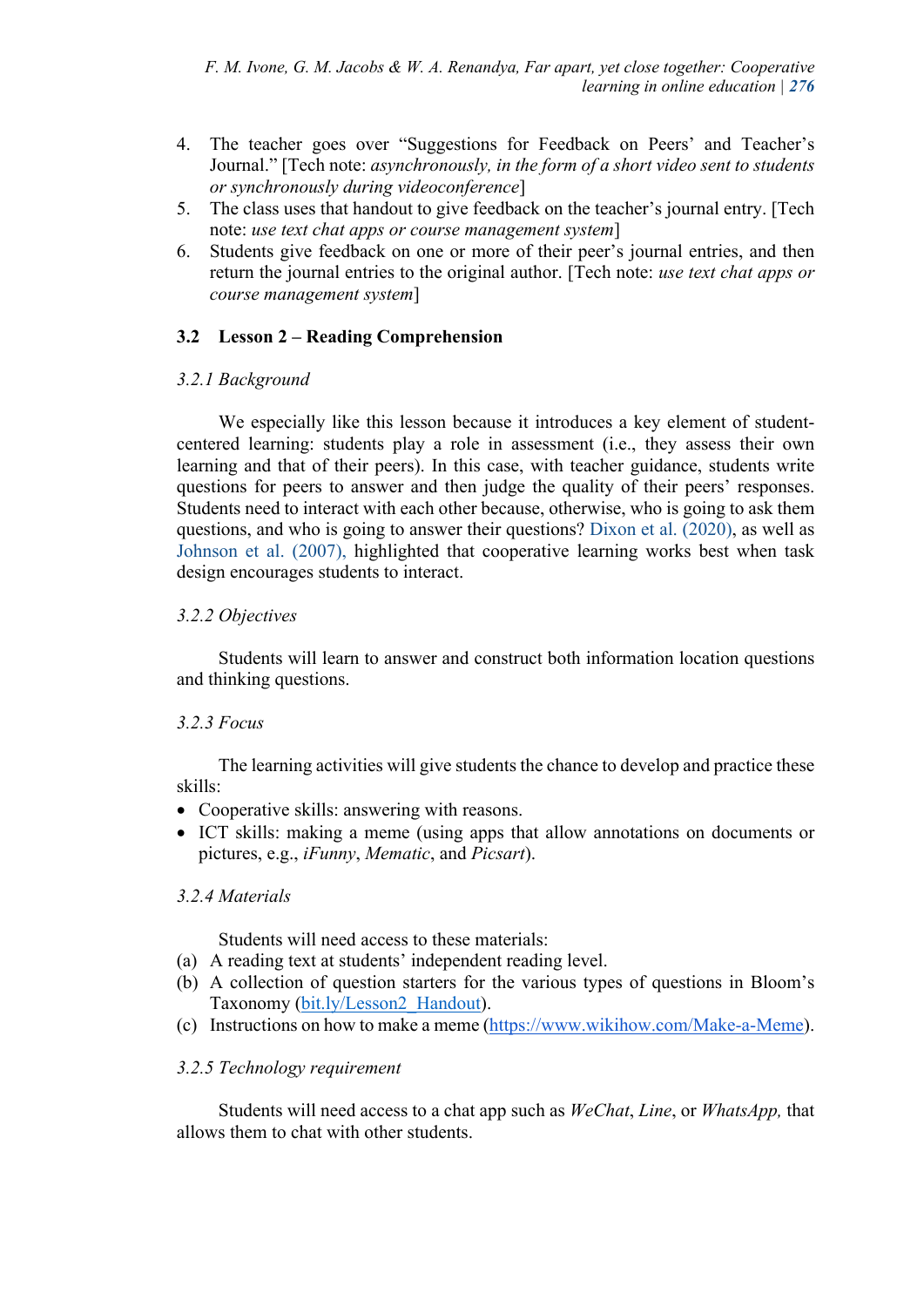4. The teacher goes over "Suggestions for Feedback on Peers' and Teacher's Journal." [Tech note: *asynchronously, in the form of a short video sent to students or synchronously during videoconference*]
5. The class uses that handout to give feedback on the teacher's journal entry. [Tech note: *use text chat apps or course management system*]
6. Students give feedback on one or more of their peer's journal entries, and then return the journal entries to the original author. [Tech note: *use text chat apps or course management system*]

### 3.2 Lesson 2 – Reading Comprehension

#### *3.2.1 Background*

We especially like this lesson because it introduces a key element of student-centered learning: students play a role in assessment (i.e., they assess their own learning and that of their peers). In this case, with teacher guidance, students write questions for peers to answer and then judge the quality of their peers' responses. Students need to interact with each other because, otherwise, who is going to ask them questions, and who is going to answer their questions? Dixon et al. (2020), as well as Johnson et al. (2007), highlighted that cooperative learning works best when task design encourages students to interact.

#### *3.2.2 Objectives*

Students will learn to answer and construct both information location questions and thinking questions.

#### *3.2.3 Focus*

The learning activities will give students the chance to develop and practice these skills:

- Cooperative skills: answering with reasons.
- ICT skills: making a meme (using apps that allow annotations on documents or pictures, e.g., *iFunny*, *Mematic*, and *Picsart*).

#### *3.2.4 Materials*

Students will need access to these materials:

(a) A reading text at students' independent reading level.
(b) A collection of question starters for the various types of questions in Bloom's Taxonomy (bit.ly/Lesson2_Handout).
(c) Instructions on how to make a meme (https://www.wikihow.com/Make-a-Meme).

#### *3.2.5 Technology requirement*

Students will need access to a chat app such as *WeChat*, *Line*, or *WhatsApp,* that allows them to chat with other students.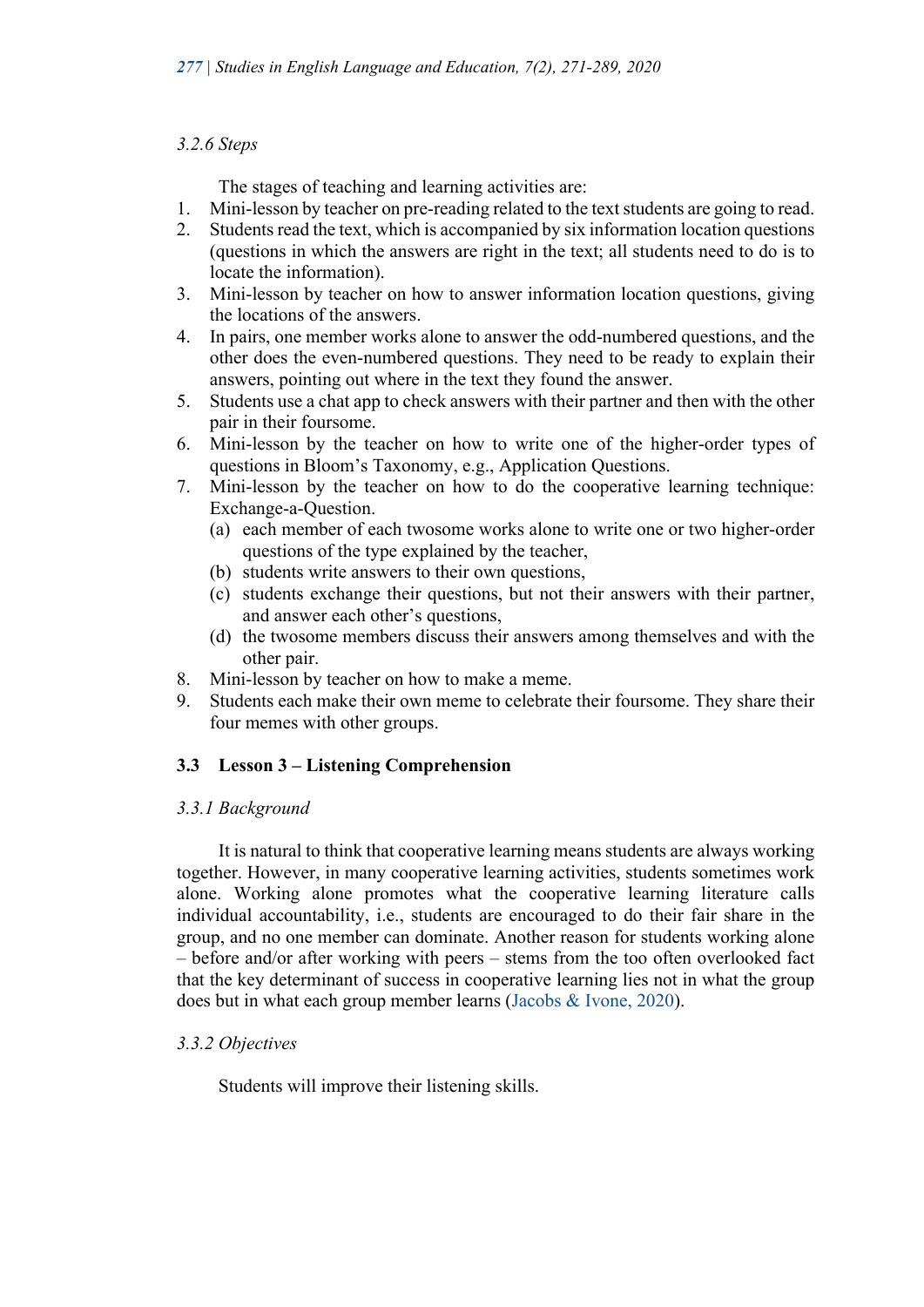#### *3.2.6 Steps*

The stages of teaching and learning activities are:

1. Mini-lesson by teacher on pre-reading related to the text students are going to read.
2. Students read the text, which is accompanied by six information location questions (questions in which the answers are right in the text; all students need to do is to locate the information).
3. Mini-lesson by teacher on how to answer information location questions, giving the locations of the answers.
4. In pairs, one member works alone to answer the odd-numbered questions, and the other does the even-numbered questions. They need to be ready to explain their answers, pointing out where in the text they found the answer.
5. Students use a chat app to check answers with their partner and then with the other pair in their foursome.
6. Mini-lesson by the teacher on how to write one of the higher-order types of questions in Bloom's Taxonomy, e.g., Application Questions.
7. Mini-lesson by the teacher on how to do the cooperative learning technique: Exchange-a-Question.
   (a) each member of each twosome works alone to write one or two higher-order questions of the type explained by the teacher,
   (b) students write answers to their own questions,
   (c) students exchange their questions, but not their answers with their partner, and answer each other's questions,
   (d) the twosome members discuss their answers among themselves and with the other pair.
8. Mini-lesson by teacher on how to make a meme.
9. Students each make their own meme to celebrate their foursome. They share their four memes with other groups.

### 3.3 Lesson 3 – Listening Comprehension

#### *3.3.1 Background*

It is natural to think that cooperative learning means students are always working together. However, in many cooperative learning activities, students sometimes work alone. Working alone promotes what the cooperative learning literature calls individual accountability, i.e., students are encouraged to do their fair share in the group, and no one member can dominate. Another reason for students working alone – before and/or after working with peers – stems from the too often overlooked fact that the key determinant of success in cooperative learning lies not in what the group does but in what each group member learns (Jacobs & Ivone, 2020).

#### *3.3.2 Objectives*

Students will improve their listening skills.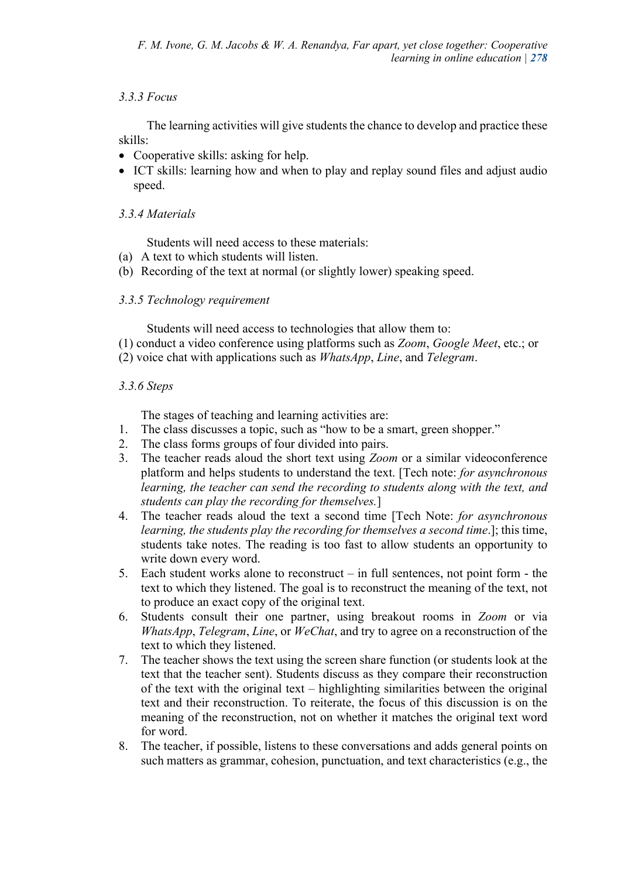### 3.3.3 Focus

The learning activities will give students the chance to develop and practice these skills:

- Cooperative skills: asking for help.
- ICT skills: learning how and when to play and replay sound files and adjust audio speed.

### 3.3.4 Materials

Students will need access to these materials:

(a) A text to which students will listen.
(b) Recording of the text at normal (or slightly lower) speaking speed.

### 3.3.5 Technology requirement

Students will need access to technologies that allow them to:
(1) conduct a video conference using platforms such as *Zoom*, *Google Meet*, etc.; or
(2) voice chat with applications such as *WhatsApp*, *Line*, and *Telegram*.

### 3.3.6 Steps

The stages of teaching and learning activities are:

1. The class discusses a topic, such as "how to be a smart, green shopper."
2. The class forms groups of four divided into pairs.
3. The teacher reads aloud the short text using *Zoom* or a similar videoconference platform and helps students to understand the text. [Tech note: *for asynchronous learning, the teacher can send the recording to students along with the text, and students can play the recording for themselves.*]
4. The teacher reads aloud the text a second time [Tech Note: *for asynchronous learning, the students play the recording for themselves a second time*.]; this time, students take notes. The reading is too fast to allow students an opportunity to write down every word.
5. Each student works alone to reconstruct – in full sentences, not point form - the text to which they listened. The goal is to reconstruct the meaning of the text, not to produce an exact copy of the original text.
6. Students consult their one partner, using breakout rooms in *Zoom* or via *WhatsApp*, *Telegram*, *Line*, or *WeChat*, and try to agree on a reconstruction of the text to which they listened.
7. The teacher shows the text using the screen share function (or students look at the text that the teacher sent). Students discuss as they compare their reconstruction of the text with the original text – highlighting similarities between the original text and their reconstruction. To reiterate, the focus of this discussion is on the meaning of the reconstruction, not on whether it matches the original text word for word.
8. The teacher, if possible, listens to these conversations and adds general points on such matters as grammar, cohesion, punctuation, and text characteristics (e.g., the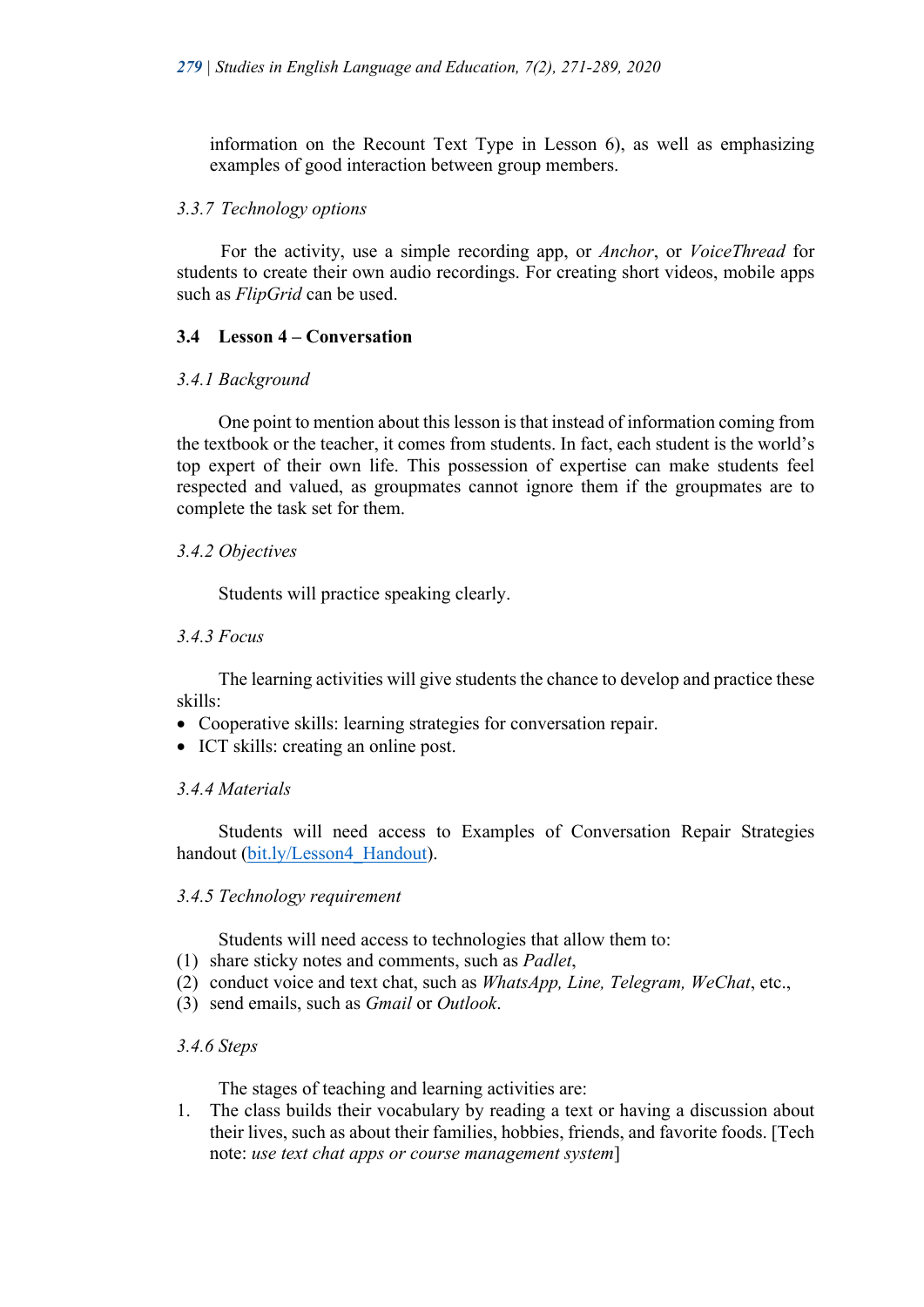information on the Recount Text Type in Lesson 6), as well as emphasizing examples of good interaction between group members.

### *3.3.7 Technology options*

For the activity, use a simple recording app, or *Anchor*, or *VoiceThread* for students to create their own audio recordings. For creating short videos, mobile apps such as *FlipGrid* can be used.

## 3.4 Lesson 4 – Conversation

### *3.4.1 Background*

One point to mention about this lesson is that instead of information coming from the textbook or the teacher, it comes from students. In fact, each student is the world's top expert of their own life. This possession of expertise can make students feel respected and valued, as groupmates cannot ignore them if the groupmates are to complete the task set for them.

### *3.4.2 Objectives*

Students will practice speaking clearly.

### *3.4.3 Focus*

The learning activities will give students the chance to develop and practice these skills:

- Cooperative skills: learning strategies for conversation repair.
- ICT skills: creating an online post.

### *3.4.4 Materials*

Students will need access to Examples of Conversation Repair Strategies handout (bit.ly/Lesson4_Handout).

### *3.4.5 Technology requirement*

Students will need access to technologies that allow them to:

(1) share sticky notes and comments, such as *Padlet*,
(2) conduct voice and text chat, such as *WhatsApp, Line, Telegram, WeChat*, etc.,
(3) send emails, such as *Gmail* or *Outlook*.

### *3.4.6 Steps*

The stages of teaching and learning activities are:

1. The class builds their vocabulary by reading a text or having a discussion about their lives, such as about their families, hobbies, friends, and favorite foods. [Tech note: *use text chat apps or course management system*]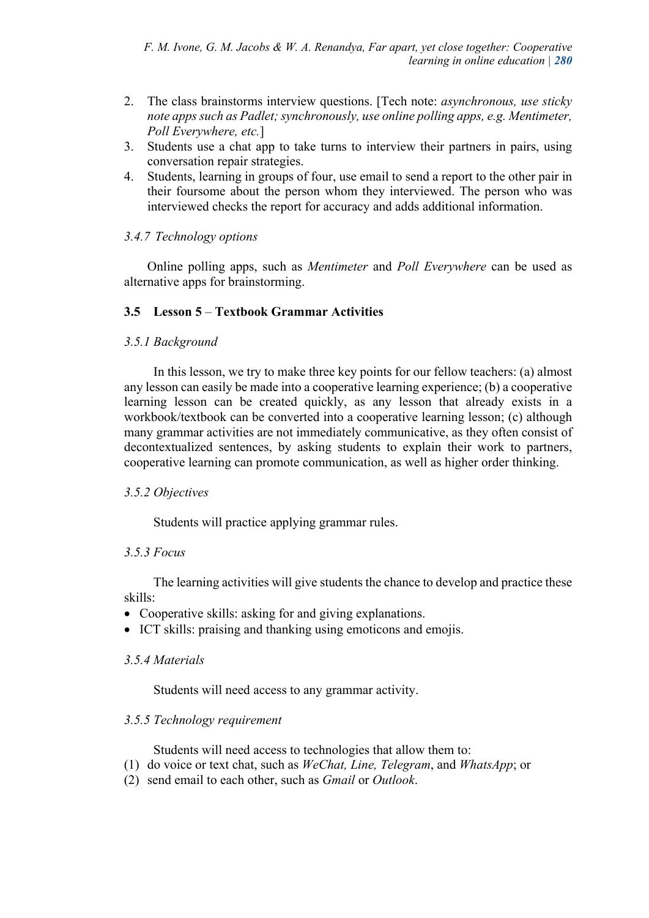2. The class brainstorms interview questions. [Tech note: *asynchronous, use sticky note apps such as Padlet; synchronously, use online polling apps, e.g. Mentimeter, Poll Everywhere, etc.*]
3. Students use a chat app to take turns to interview their partners in pairs, using conversation repair strategies.
4. Students, learning in groups of four, use email to send a report to the other pair in their foursome about the person whom they interviewed. The person who was interviewed checks the report for accuracy and adds additional information.

#### *3.4.7 Technology options*

Online polling apps, such as *Mentimeter* and *Poll Everywhere* can be used as alternative apps for brainstorming.

### 3.5 Lesson 5 – Textbook Grammar Activities

#### *3.5.1 Background*

In this lesson, we try to make three key points for our fellow teachers: (a) almost any lesson can easily be made into a cooperative learning experience; (b) a cooperative learning lesson can be created quickly, as any lesson that already exists in a workbook/textbook can be converted into a cooperative learning lesson; (c) although many grammar activities are not immediately communicative, as they often consist of decontextualized sentences, by asking students to explain their work to partners, cooperative learning can promote communication, as well as higher order thinking.

#### *3.5.2 Objectives*

Students will practice applying grammar rules.

#### *3.5.3 Focus*

The learning activities will give students the chance to develop and practice these skills:

- Cooperative skills: asking for and giving explanations.
- ICT skills: praising and thanking using emoticons and emojis.

#### *3.5.4 Materials*

Students will need access to any grammar activity.

#### *3.5.5 Technology requirement*

Students will need access to technologies that allow them to:

(1) do voice or text chat, such as *WeChat, Line, Telegram*, and *WhatsApp*; or
(2) send email to each other, such as *Gmail* or *Outlook*.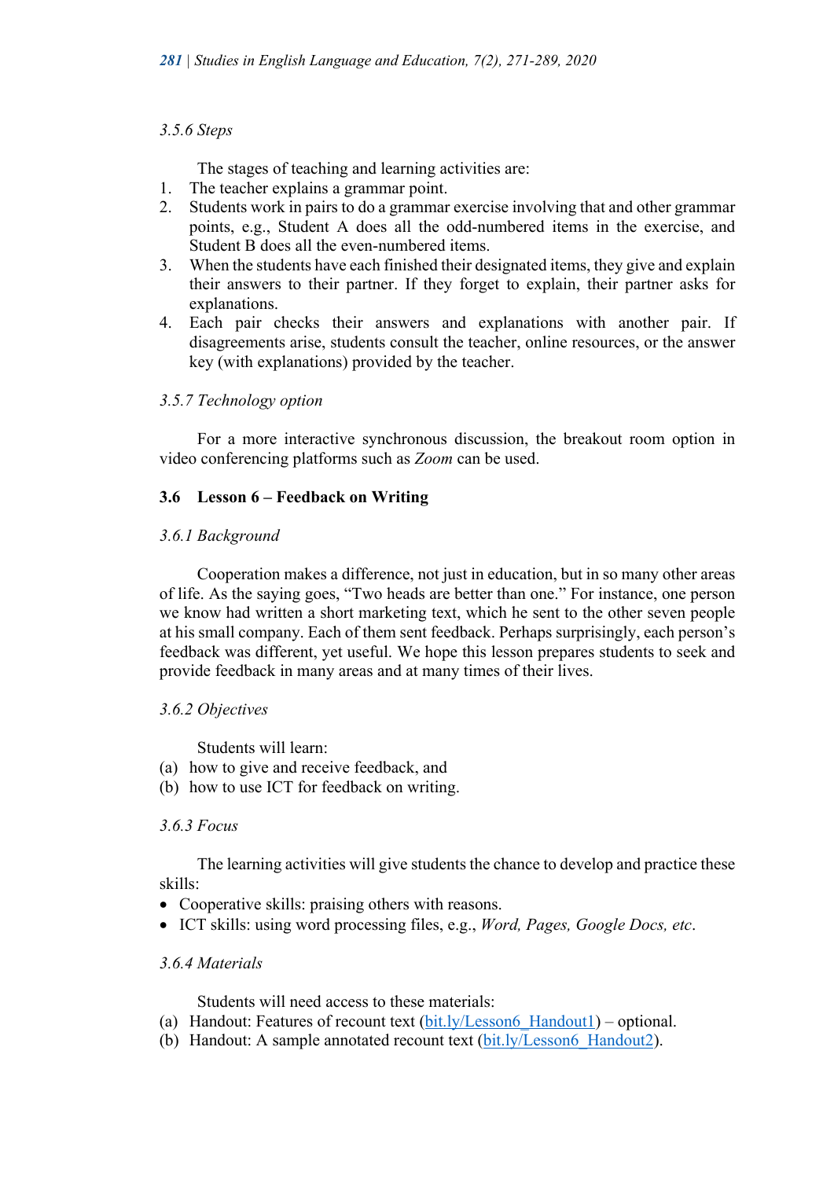*3.5.6 Steps*

The stages of teaching and learning activities are:

1. The teacher explains a grammar point.
2. Students work in pairs to do a grammar exercise involving that and other grammar points, e.g., Student A does all the odd-numbered items in the exercise, and Student B does all the even-numbered items.
3. When the students have each finished their designated items, they give and explain their answers to their partner. If they forget to explain, their partner asks for explanations.
4. Each pair checks their answers and explanations with another pair. If disagreements arise, students consult the teacher, online resources, or the answer key (with explanations) provided by the teacher.

*3.5.7 Technology option*

For a more interactive synchronous discussion, the breakout room option in video conferencing platforms such as *Zoom* can be used.

### 3.6 Lesson 6 – Feedback on Writing

*3.6.1 Background*

Cooperation makes a difference, not just in education, but in so many other areas of life. As the saying goes, "Two heads are better than one." For instance, one person we know had written a short marketing text, which he sent to the other seven people at his small company. Each of them sent feedback. Perhaps surprisingly, each person's feedback was different, yet useful. We hope this lesson prepares students to seek and provide feedback in many areas and at many times of their lives.

*3.6.2 Objectives*

Students will learn:

(a) how to give and receive feedback, and
(b) how to use ICT for feedback on writing.

*3.6.3 Focus*

The learning activities will give students the chance to develop and practice these skills:

- Cooperative skills: praising others with reasons.
- ICT skills: using word processing files, e.g., *Word, Pages, Google Docs, etc*.

*3.6.4 Materials*

Students will need access to these materials:

(a) Handout: Features of recount text (bit.ly/Lesson6_Handout1) – optional.
(b) Handout: A sample annotated recount text (bit.ly/Lesson6_Handout2).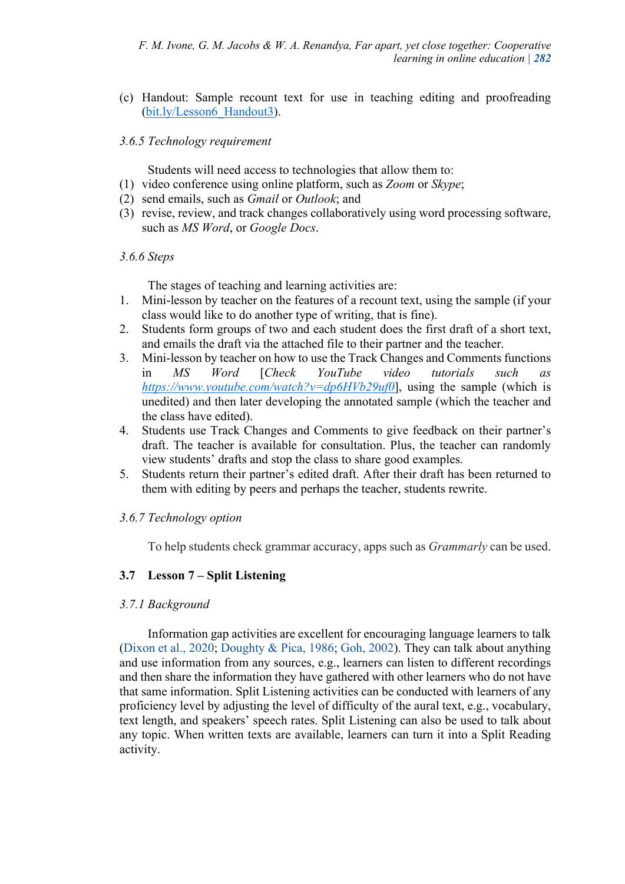(c) Handout: Sample recount text for use in teaching editing and proofreading (bit.ly/Lesson6_Handout3).

### 3.6.5 Technology requirement

Students will need access to technologies that allow them to:

(1) video conference using online platform, such as *Zoom* or *Skype*;
(2) send emails, such as *Gmail* or *Outlook*; and
(3) revise, review, and track changes collaboratively using word processing software, such as *MS Word*, or *Google Docs*.

### 3.6.6 Steps

The stages of teaching and learning activities are:

1. Mini-lesson by teacher on the features of a recount text, using the sample (if your class would like to do another type of writing, that is fine).
2. Students form groups of two and each student does the first draft of a short text, and emails the draft via the attached file to their partner and the teacher.
3. Mini-lesson by teacher on how to use the Track Changes and Comments functions in *MS Word* [*Check YouTube video tutorials such as https://www.youtube.com/watch?v=dp6HVb29uf0*], using the sample (which is unedited) and then later developing the annotated sample (which the teacher and the class have edited).
4. Students use Track Changes and Comments to give feedback on their partner's draft. The teacher is available for consultation. Plus, the teacher can randomly view students' drafts and stop the class to share good examples.
5. Students return their partner's edited draft. After their draft has been returned to them with editing by peers and perhaps the teacher, students rewrite.

### 3.6.7 Technology option

To help students check grammar accuracy, apps such as *Grammarly* can be used.

## 3.7 Lesson 7 – Split Listening

### 3.7.1 Background

Information gap activities are excellent for encouraging language learners to talk (Dixon et al., 2020; Doughty & Pica, 1986; Goh, 2002). They can talk about anything and use information from any sources, e.g., learners can listen to different recordings and then share the information they have gathered with other learners who do not have that same information. Split Listening activities can be conducted with learners of any proficiency level by adjusting the level of difficulty of the aural text, e.g., vocabulary, text length, and speakers' speech rates. Split Listening can also be used to talk about any topic. When written texts are available, learners can turn it into a Split Reading activity.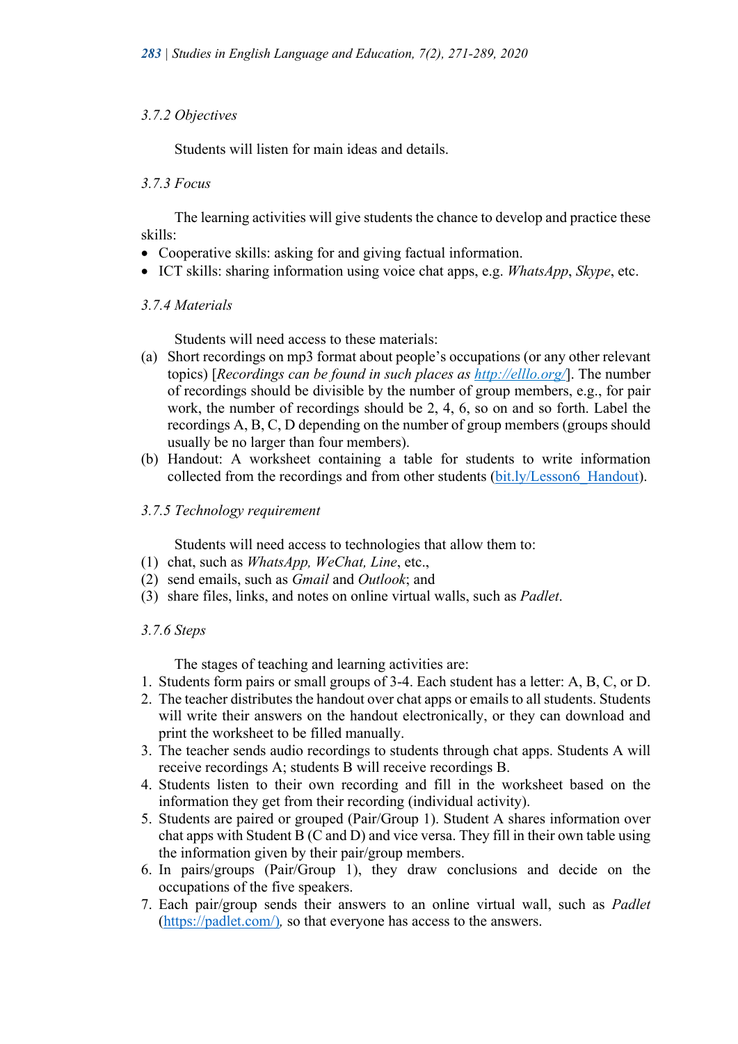*3.7.2 Objectives*

Students will listen for main ideas and details.

*3.7.3 Focus*

The learning activities will give students the chance to develop and practice these skills:

- Cooperative skills: asking for and giving factual information.
- ICT skills: sharing information using voice chat apps, e.g. *WhatsApp*, *Skype*, etc.

*3.7.4 Materials*

Students will need access to these materials:

(a) Short recordings on mp3 format about people's occupations (or any other relevant topics) [*Recordings can be found in such places as http://elllo.org/*]. The number of recordings should be divisible by the number of group members, e.g., for pair work, the number of recordings should be 2, 4, 6, so on and so forth. Label the recordings A, B, C, D depending on the number of group members (groups should usually be no larger than four members).

(b) Handout: A worksheet containing a table for students to write information collected from the recordings and from other students (bit.ly/Lesson6_Handout).

*3.7.5 Technology requirement*

Students will need access to technologies that allow them to:

(1) chat, such as *WhatsApp, WeChat, Line*, etc.,
(2) send emails, such as *Gmail* and *Outlook*; and
(3) share files, links, and notes on online virtual walls, such as *Padlet*.

*3.7.6 Steps*

The stages of teaching and learning activities are:

1. Students form pairs or small groups of 3-4. Each student has a letter: A, B, C, or D.
2. The teacher distributes the handout over chat apps or emails to all students. Students will write their answers on the handout electronically, or they can download and print the worksheet to be filled manually.
3. The teacher sends audio recordings to students through chat apps. Students A will receive recordings A; students B will receive recordings B.
4. Students listen to their own recording and fill in the worksheet based on the information they get from their recording (individual activity).
5. Students are paired or grouped (Pair/Group 1). Student A shares information over chat apps with Student B (C and D) and vice versa. They fill in their own table using the information given by their pair/group members.
6. In pairs/groups (Pair/Group 1), they draw conclusions and decide on the occupations of the five speakers.
7. Each pair/group sends their answers to an online virtual wall, such as *Padlet* (https://padlet.com/), so that everyone has access to the answers.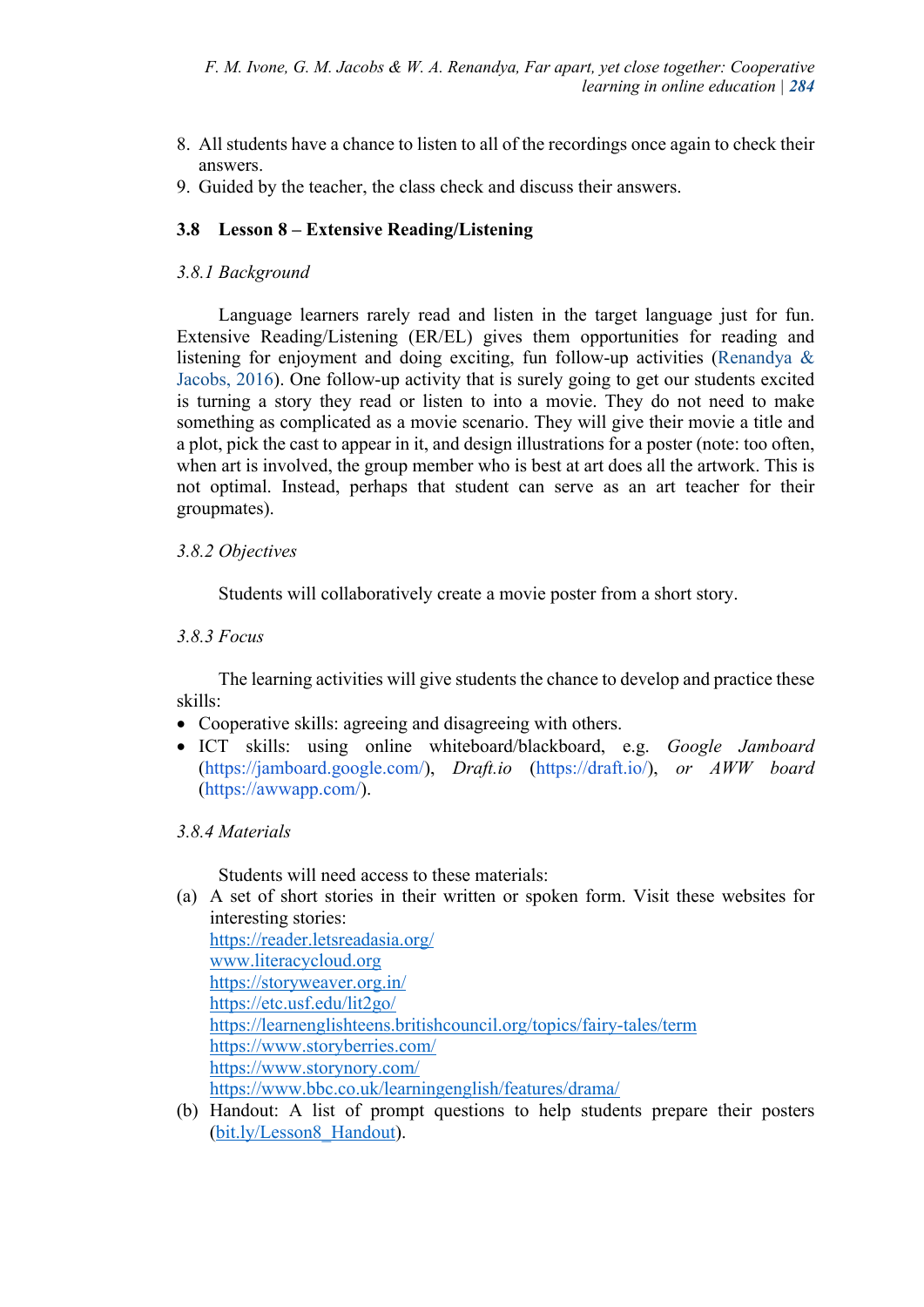8. All students have a chance to listen to all of the recordings once again to check their answers.
9. Guided by the teacher, the class check and discuss their answers.

### 3.8 Lesson 8 – Extensive Reading/Listening

#### *3.8.1 Background*

Language learners rarely read and listen in the target language just for fun. Extensive Reading/Listening (ER/EL) gives them opportunities for reading and listening for enjoyment and doing exciting, fun follow-up activities (Renandya & Jacobs, 2016). One follow-up activity that is surely going to get our students excited is turning a story they read or listen to into a movie. They do not need to make something as complicated as a movie scenario. They will give their movie a title and a plot, pick the cast to appear in it, and design illustrations for a poster (note: too often, when art is involved, the group member who is best at art does all the artwork. This is not optimal. Instead, perhaps that student can serve as an art teacher for their groupmates).

#### *3.8.2 Objectives*

Students will collaboratively create a movie poster from a short story.

#### *3.8.3 Focus*

The learning activities will give students the chance to develop and practice these skills:

- Cooperative skills: agreeing and disagreeing with others.
- ICT skills: using online whiteboard/blackboard, e.g. *Google Jamboard* (https://jamboard.google.com/), *Draft.io* (https://draft.io/), *or AWW board* (https://awwapp.com/).

#### *3.8.4 Materials*

Students will need access to these materials:

(a) A set of short stories in their written or spoken form. Visit these websites for interesting stories:
https://reader.letsreadasia.org/
www.literacycloud.org
https://storyweaver.org.in/
https://etc.usf.edu/lit2go/
https://learnenglishteens.britishcouncil.org/topics/fairy-tales/term
https://www.storyberries.com/
https://www.storynory.com/
https://www.bbc.co.uk/learningenglish/features/drama/

(b) Handout: A list of prompt questions to help students prepare their posters (bit.ly/Lesson8_Handout).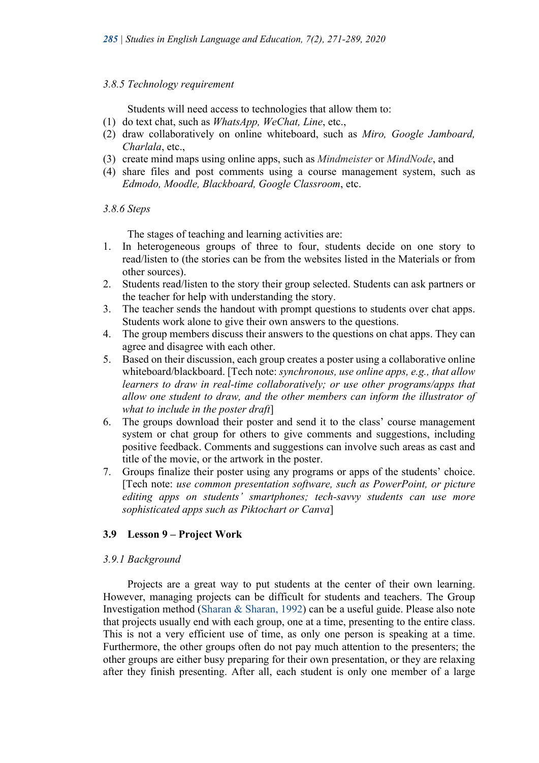*3.8.5 Technology requirement*

Students will need access to technologies that allow them to:

(1) do text chat, such as *WhatsApp, WeChat, Line*, etc.,
(2) draw collaboratively on online whiteboard, such as *Miro, Google Jamboard, Charlala*, etc.,
(3) create mind maps using online apps, such as *Mindmeister* or *MindNode*, and
(4) share files and post comments using a course management system, such as *Edmodo, Moodle, Blackboard, Google Classroom*, etc.

*3.8.6 Steps*

The stages of teaching and learning activities are:

1. In heterogeneous groups of three to four, students decide on one story to read/listen to (the stories can be from the websites listed in the Materials or from other sources).
2. Students read/listen to the story their group selected. Students can ask partners or the teacher for help with understanding the story.
3. The teacher sends the handout with prompt questions to students over chat apps. Students work alone to give their own answers to the questions.
4. The group members discuss their answers to the questions on chat apps. They can agree and disagree with each other.
5. Based on their discussion, each group creates a poster using a collaborative online whiteboard/blackboard. [Tech note: *synchronous, use online apps, e.g., that allow learners to draw in real-time collaboratively; or use other programs/apps that allow one student to draw, and the other members can inform the illustrator of what to include in the poster draft*]
6. The groups download their poster and send it to the class' course management system or chat group for others to give comments and suggestions, including positive feedback. Comments and suggestions can involve such areas as cast and title of the movie, or the artwork in the poster.
7. Groups finalize their poster using any programs or apps of the students' choice. [Tech note: *use common presentation software, such as PowerPoint, or picture editing apps on students' smartphones; tech-savvy students can use more sophisticated apps such as Piktochart or Canva*]

## 3.9 Lesson 9 – Project Work

*3.9.1 Background*

Projects are a great way to put students at the center of their own learning. However, managing projects can be difficult for students and teachers. The Group Investigation method (Sharan & Sharan, 1992) can be a useful guide. Please also note that projects usually end with each group, one at a time, presenting to the entire class. This is not a very efficient use of time, as only one person is speaking at a time. Furthermore, the other groups often do not pay much attention to the presenters; the other groups are either busy preparing for their own presentation, or they are relaxing after they finish presenting. After all, each student is only one member of a large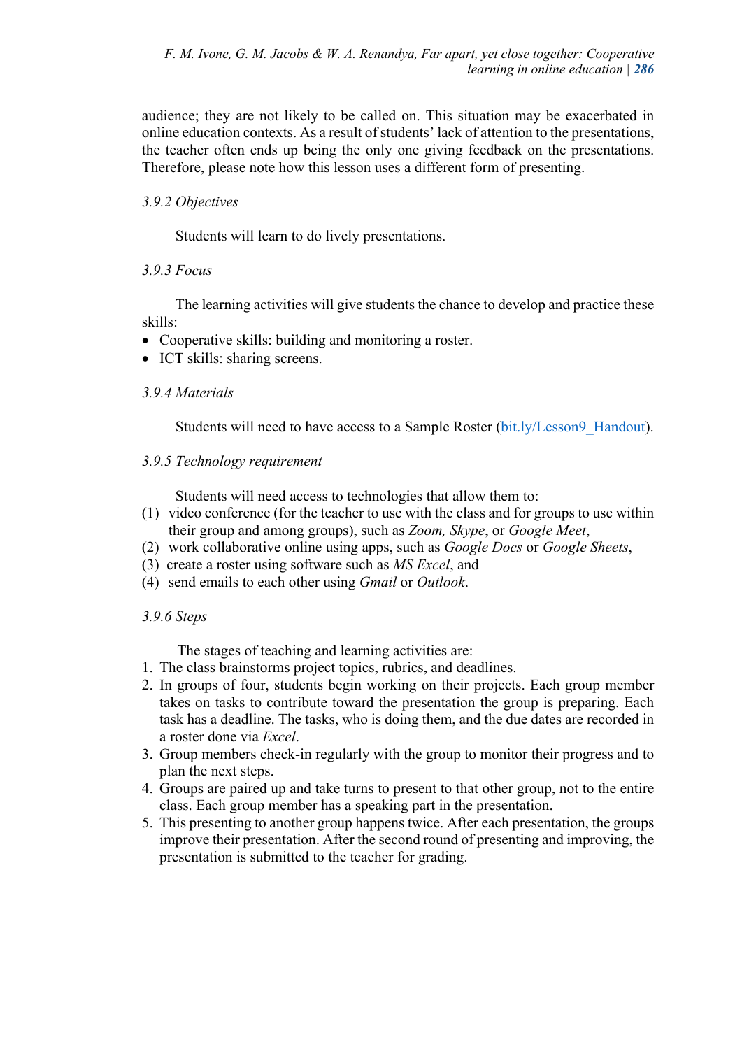audience; they are not likely to be called on. This situation may be exacerbated in online education contexts. As a result of students' lack of attention to the presentations, the teacher often ends up being the only one giving feedback on the presentations. Therefore, please note how this lesson uses a different form of presenting.

### *3.9.2 Objectives*

Students will learn to do lively presentations.

### *3.9.3 Focus*

The learning activities will give students the chance to develop and practice these skills:

- Cooperative skills: building and monitoring a roster.
- ICT skills: sharing screens.

### *3.9.4 Materials*

Students will need to have access to a Sample Roster (bit.ly/Lesson9_Handout).

### *3.9.5 Technology requirement*

Students will need access to technologies that allow them to:

(1) video conference (for the teacher to use with the class and for groups to use within their group and among groups), such as *Zoom, Skype*, or *Google Meet*,
(2) work collaborative online using apps, such as *Google Docs* or *Google Sheets*,
(3) create a roster using software such as *MS Excel*, and
(4) send emails to each other using *Gmail* or *Outlook*.

### *3.9.6 Steps*

The stages of teaching and learning activities are:

1. The class brainstorms project topics, rubrics, and deadlines.
2. In groups of four, students begin working on their projects. Each group member takes on tasks to contribute toward the presentation the group is preparing. Each task has a deadline. The tasks, who is doing them, and the due dates are recorded in a roster done via *Excel*.
3. Group members check-in regularly with the group to monitor their progress and to plan the next steps.
4. Groups are paired up and take turns to present to that other group, not to the entire class. Each group member has a speaking part in the presentation.
5. This presenting to another group happens twice. After each presentation, the groups improve their presentation. After the second round of presenting and improving, the presentation is submitted to the teacher for grading.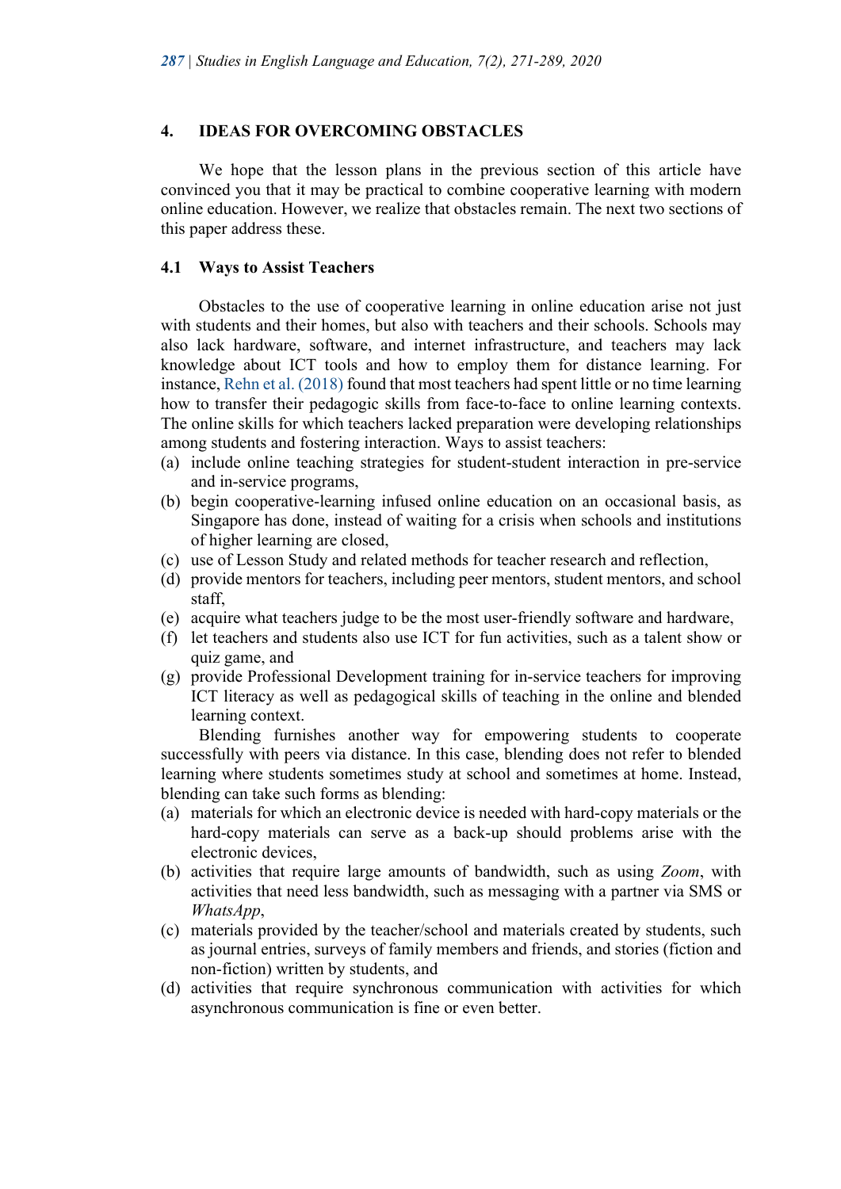## 4. IDEAS FOR OVERCOMING OBSTACLES

We hope that the lesson plans in the previous section of this article have convinced you that it may be practical to combine cooperative learning with modern online education. However, we realize that obstacles remain. The next two sections of this paper address these.

### 4.1 Ways to Assist Teachers

Obstacles to the use of cooperative learning in online education arise not just with students and their homes, but also with teachers and their schools. Schools may also lack hardware, software, and internet infrastructure, and teachers may lack knowledge about ICT tools and how to employ them for distance learning. For instance, Rehn et al. (2018) found that most teachers had spent little or no time learning how to transfer their pedagogic skills from face-to-face to online learning contexts. The online skills for which teachers lacked preparation were developing relationships among students and fostering interaction. Ways to assist teachers:

(a) include online teaching strategies for student-student interaction in pre-service and in-service programs,
(b) begin cooperative-learning infused online education on an occasional basis, as Singapore has done, instead of waiting for a crisis when schools and institutions of higher learning are closed,
(c) use of Lesson Study and related methods for teacher research and reflection,
(d) provide mentors for teachers, including peer mentors, student mentors, and school staff,
(e) acquire what teachers judge to be the most user-friendly software and hardware,
(f) let teachers and students also use ICT for fun activities, such as a talent show or quiz game, and
(g) provide Professional Development training for in-service teachers for improving ICT literacy as well as pedagogical skills of teaching in the online and blended learning context.

Blending furnishes another way for empowering students to cooperate successfully with peers via distance. In this case, blending does not refer to blended learning where students sometimes study at school and sometimes at home. Instead, blending can take such forms as blending:

(a) materials for which an electronic device is needed with hard-copy materials or the hard-copy materials can serve as a back-up should problems arise with the electronic devices,
(b) activities that require large amounts of bandwidth, such as using *Zoom*, with activities that need less bandwidth, such as messaging with a partner via SMS or *WhatsApp*,
(c) materials provided by the teacher/school and materials created by students, such as journal entries, surveys of family members and friends, and stories (fiction and non-fiction) written by students, and
(d) activities that require synchronous communication with activities for which asynchronous communication is fine or even better.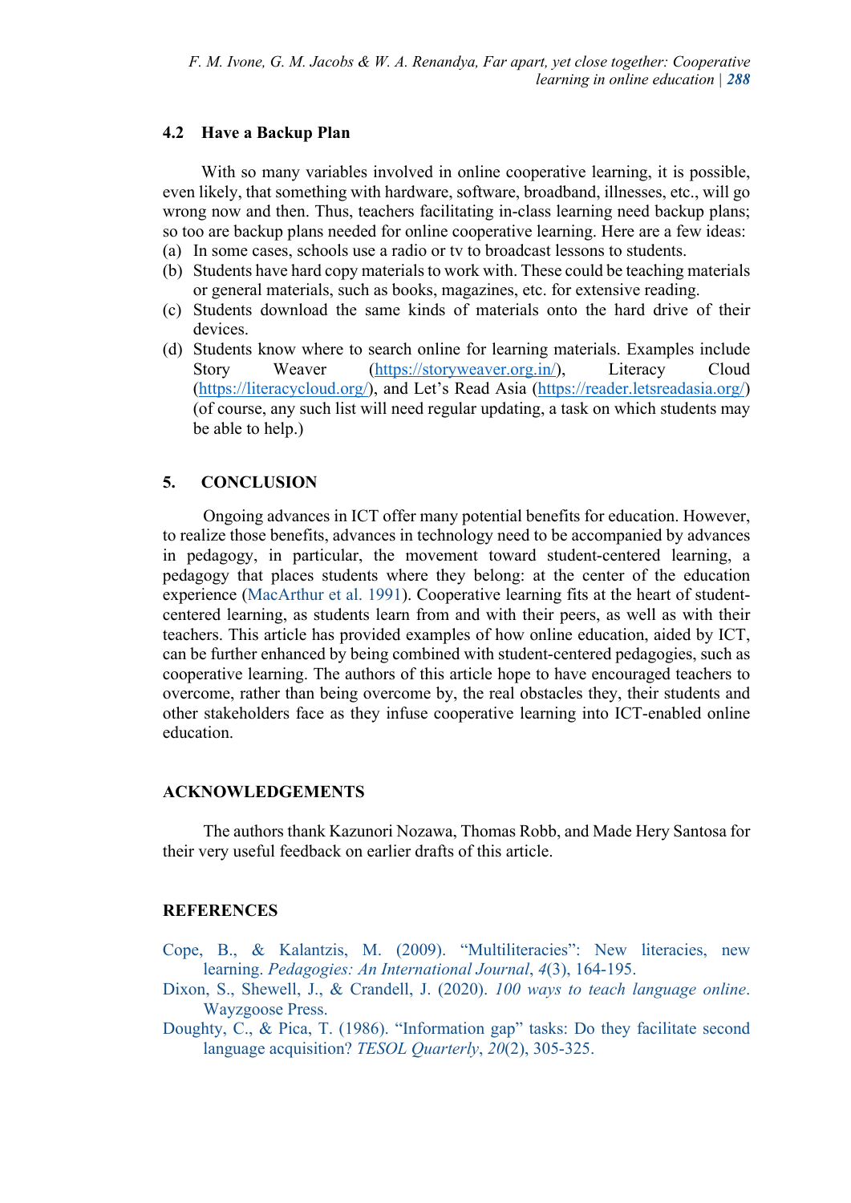### 4.2 Have a Backup Plan

With so many variables involved in online cooperative learning, it is possible, even likely, that something with hardware, software, broadband, illnesses, etc., will go wrong now and then. Thus, teachers facilitating in-class learning need backup plans; so too are backup plans needed for online cooperative learning. Here are a few ideas:

(a) In some cases, schools use a radio or tv to broadcast lessons to students.
(b) Students have hard copy materials to work with. These could be teaching materials or general materials, such as books, magazines, etc. for extensive reading.
(c) Students download the same kinds of materials onto the hard drive of their devices.
(d) Students know where to search online for learning materials. Examples include Story Weaver (https://storyweaver.org.in/), Literacy Cloud (https://literacycloud.org/), and Let's Read Asia (https://reader.letsreadasia.org/) (of course, any such list will need regular updating, a task on which students may be able to help.)

## 5. CONCLUSION

Ongoing advances in ICT offer many potential benefits for education. However, to realize those benefits, advances in technology need to be accompanied by advances in pedagogy, in particular, the movement toward student-centered learning, a pedagogy that places students where they belong: at the center of the education experience (MacArthur et al. 1991). Cooperative learning fits at the heart of student-centered learning, as students learn from and with their peers, as well as with their teachers. This article has provided examples of how online education, aided by ICT, can be further enhanced by being combined with student-centered pedagogies, such as cooperative learning. The authors of this article hope to have encouraged teachers to overcome, rather than being overcome by, the real obstacles they, their students and other stakeholders face as they infuse cooperative learning into ICT-enabled online education.

## ACKNOWLEDGEMENTS

The authors thank Kazunori Nozawa, Thomas Robb, and Made Hery Santosa for their very useful feedback on earlier drafts of this article.

## REFERENCES

Cope, B., & Kalantzis, M. (2009). "Multiliteracies": New literacies, new learning. *Pedagogies: An International Journal*, *4*(3), 164-195.

Dixon, S., Shewell, J., & Crandell, J. (2020). *100 ways to teach language online*. Wayzgoose Press.

Doughty, C., & Pica, T. (1986). "Information gap" tasks: Do they facilitate second language acquisition? *TESOL Quarterly*, *20*(2), 305-325.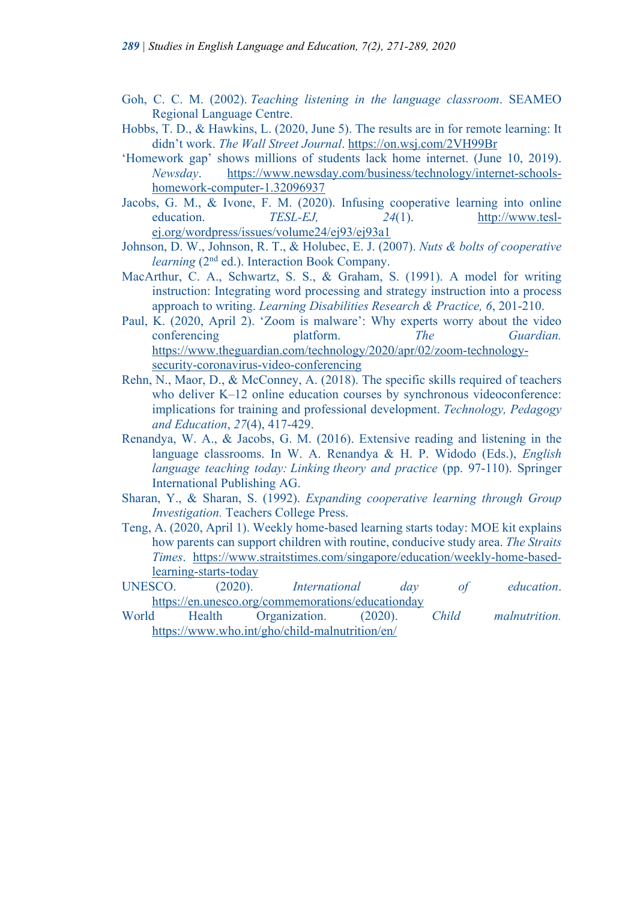Goh, C. C. M. (2002). *Teaching listening in the language classroom*. SEAMEO Regional Language Centre.

Hobbs, T. D., & Hawkins, L. (2020, June 5). The results are in for remote learning: It didn't work. *The Wall Street Journal*. https://on.wsj.com/2VH99Br

'Homework gap' shows millions of students lack home internet. (June 10, 2019). *Newsday*. https://www.newsday.com/business/technology/internet-schools-homework-computer-1.32096937

Jacobs, G. M., & Ivone, F. M. (2020). Infusing cooperative learning into online education. *TESL-EJ, 24*(1). http://www.tesl-ej.org/wordpress/issues/volume24/ej93/ej93a1

Johnson, D. W., Johnson, R. T., & Holubec, E. J. (2007). *Nuts & bolts of cooperative learning* (2nd ed.). Interaction Book Company.

MacArthur, C. A., Schwartz, S. S., & Graham, S. (1991). A model for writing instruction: Integrating word processing and strategy instruction into a process approach to writing. *Learning Disabilities Research & Practice, 6*, 201-210.

Paul, K. (2020, April 2). 'Zoom is malware': Why experts worry about the video conferencing platform. *The Guardian.* https://www.theguardian.com/technology/2020/apr/02/zoom-technology-security-coronavirus-video-conferencing

Rehn, N., Maor, D., & McConney, A. (2018). The specific skills required of teachers who deliver K–12 online education courses by synchronous videoconference: implications for training and professional development. *Technology, Pedagogy and Education*, *27*(4), 417-429.

Renandya, W. A., & Jacobs, G. M. (2016). Extensive reading and listening in the language classrooms. In W. A. Renandya & H. P. Widodo (Eds.), *English language teaching today: Linking theory and practice* (pp. 97-110). Springer International Publishing AG.

Sharan, Y., & Sharan, S. (1992). *Expanding cooperative learning through Group Investigation.* Teachers College Press.

Teng, A. (2020, April 1). Weekly home-based learning starts today: MOE kit explains how parents can support children with routine, conducive study area. *The Straits Times*. https://www.straitstimes.com/singapore/education/weekly-home-based-learning-starts-today

UNESCO. (2020). *International day of education*. https://en.unesco.org/commemorations/educationday

World Health Organization. (2020). *Child malnutrition.* https://www.who.int/gho/child-malnutrition/en/